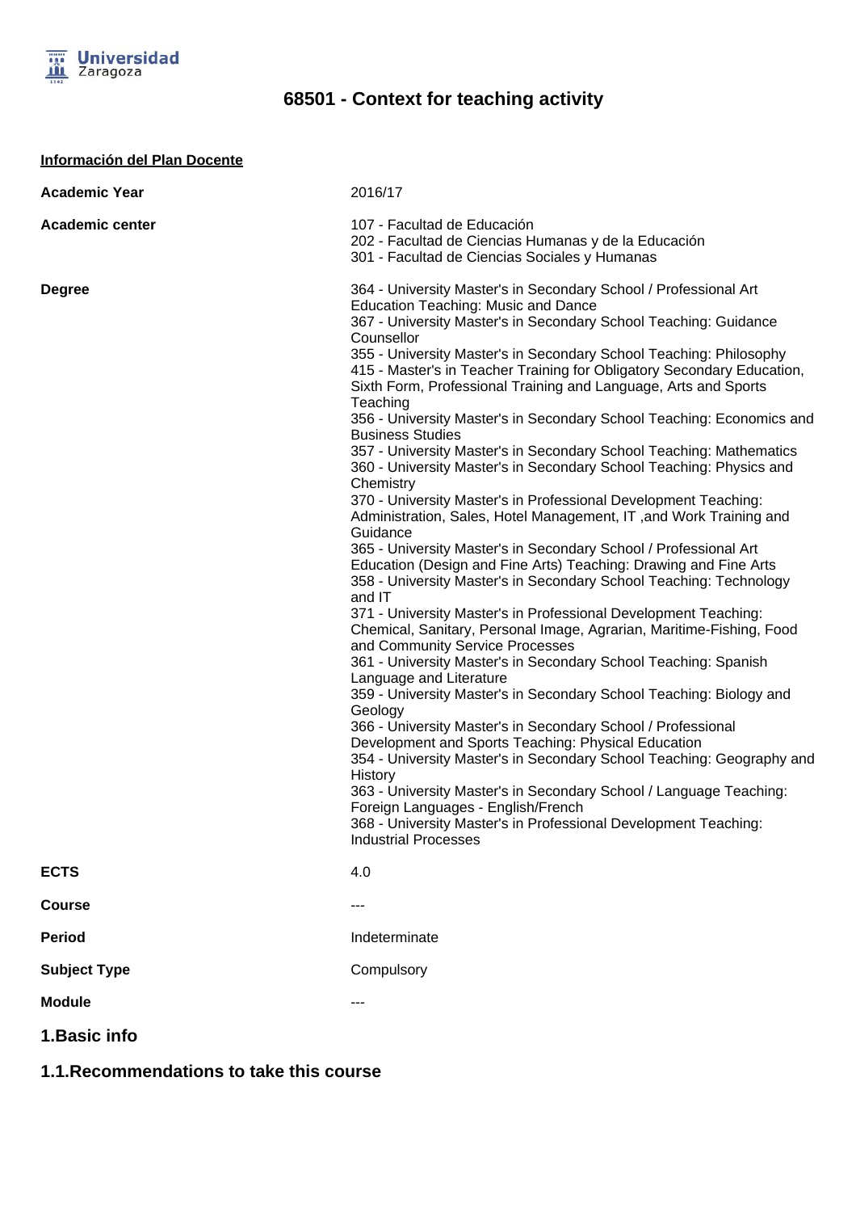# 68501 - Context for teaching activity

**Información del Plan Docente**

| | |
|---|---|
| **Academic Year** | 2016/17 |
| **Academic center** | 107 - Facultad de Educación<br>202 - Facultad de Ciencias Humanas y de la Educación<br>301 - Facultad de Ciencias Sociales y Humanas |
| **Degree** | 364 - University Master's in Secondary School / Professional Art Education Teaching: Music and Dance<br>367 - University Master's in Secondary School Teaching: Guidance Counsellor<br>355 - University Master's in Secondary School Teaching: Philosophy<br>415 - Master's in Teacher Training for Obligatory Secondary Education, Sixth Form, Professional Training and Language, Arts and Sports Teaching<br>356 - University Master's in Secondary School Teaching: Economics and Business Studies<br>357 - University Master's in Secondary School Teaching: Mathematics<br>360 - University Master's in Secondary School Teaching: Physics and Chemistry<br>370 - University Master's in Professional Development Teaching: Administration, Sales, Hotel Management, IT ,and Work Training and Guidance<br>365 - University Master's in Secondary School / Professional Art Education (Design and Fine Arts) Teaching: Drawing and Fine Arts<br>358 - University Master's in Secondary School Teaching: Technology and IT<br>371 - University Master's in Professional Development Teaching: Chemical, Sanitary, Personal Image, Agrarian, Maritime-Fishing, Food and Community Service Processes<br>361 - University Master's in Secondary School Teaching: Spanish Language and Literature<br>359 - University Master's in Secondary School Teaching: Biology and Geology<br>366 - University Master's in Secondary School / Professional Development and Sports Teaching: Physical Education<br>354 - University Master's in Secondary School Teaching: Geography and History<br>363 - University Master's in Secondary School / Language Teaching: Foreign Languages - English/French<br>368 - University Master's in Professional Development Teaching: Industrial Processes |
| **ECTS** | 4.0 |
| **Course** | --- |
| **Period** | Indeterminate |
| **Subject Type** | Compulsory |
| **Module** | --- |

## 1.Basic info

### 1.1.Recommendations to take this course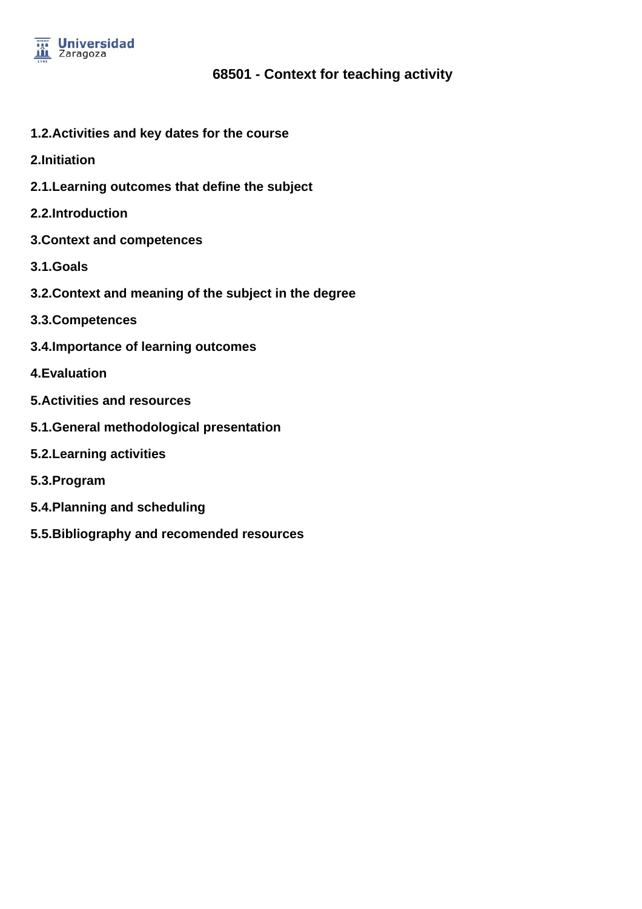# 68501 - Context for teaching activity

**1.2.Activities and key dates for the course**

**2.Initiation**

**2.1.Learning outcomes that define the subject**

**2.2.Introduction**

**3.Context and competences**

**3.1.Goals**

**3.2.Context and meaning of the subject in the degree**

**3.3.Competences**

**3.4.Importance of learning outcomes**

**4.Evaluation**

**5.Activities and resources**

**5.1.General methodological presentation**

**5.2.Learning activities**

**5.3.Program**

**5.4.Planning and scheduling**

**5.5.Bibliography and recomended resources**